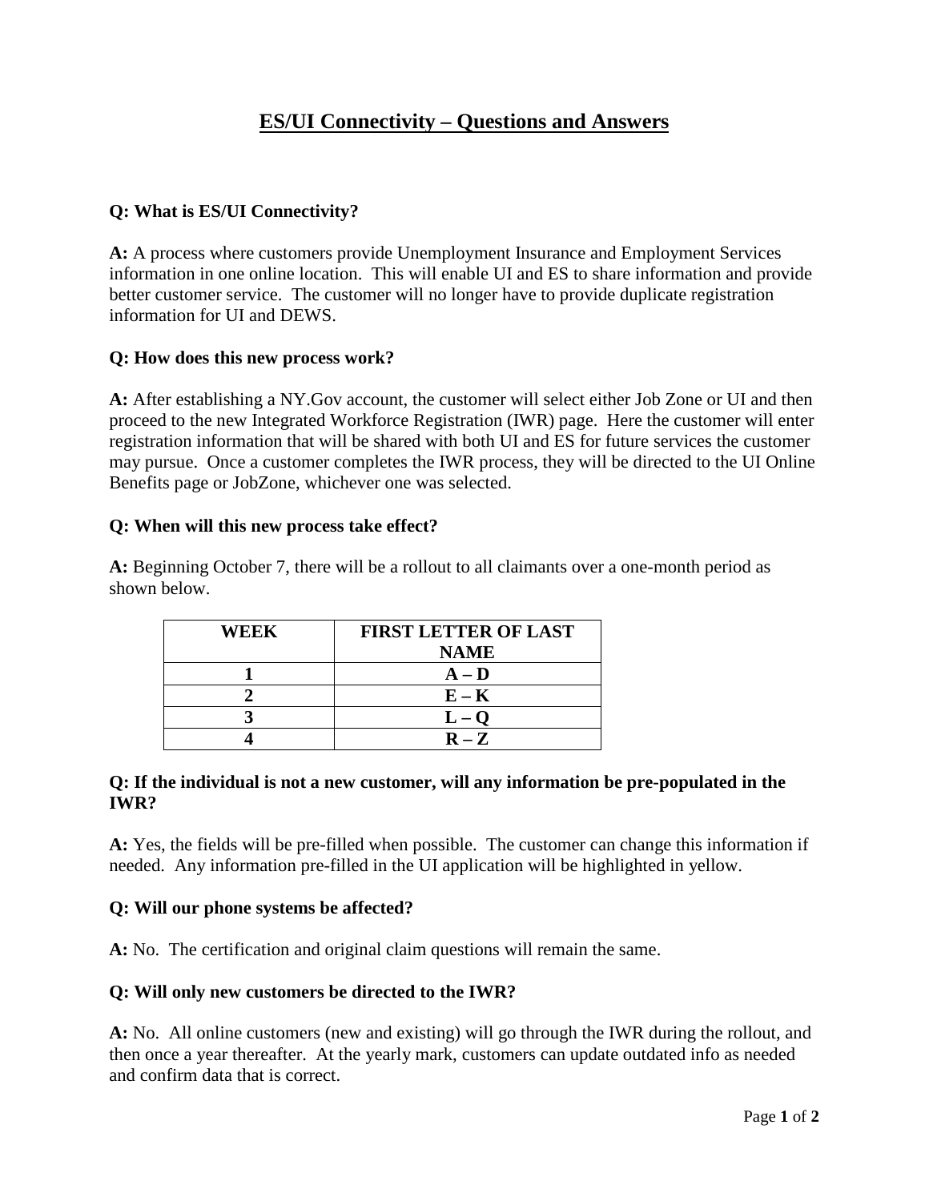# ES/UI Connectivity – Questions and Answers

**Q: What is ES/UI Connectivity?**

**A:** A process where customers provide Unemployment Insurance and Employment Services information in one online location. This will enable UI and ES to share information and provide better customer service. The customer will no longer have to provide duplicate registration information for UI and DEWS.

**Q: How does this new process work?**

**A:** After establishing a NY.Gov account, the customer will select either Job Zone or UI and then proceed to the new Integrated Workforce Registration (IWR) page. Here the customer will enter registration information that will be shared with both UI and ES for future services the customer may pursue. Once a customer completes the IWR process, they will be directed to the UI Online Benefits page or JobZone, whichever one was selected.

**Q: When will this new process take effect?**

**A:** Beginning October 7, there will be a rollout to all claimants over a one-month period as shown below.

| WEEK | FIRST LETTER OF LAST NAME |
|---|---|
| 1 | A – D |
| 2 | E – K |
| 3 | L – Q |
| 4 | R – Z |

**Q: If the individual is not a new customer, will any information be pre-populated in the IWR?**

**A:** Yes, the fields will be pre-filled when possible. The customer can change this information if needed. Any information pre-filled in the UI application will be highlighted in yellow.

**Q: Will our phone systems be affected?**

**A:** No. The certification and original claim questions will remain the same.

**Q: Will only new customers be directed to the IWR?**

**A:** No. All online customers (new and existing) will go through the IWR during the rollout, and then once a year thereafter. At the yearly mark, customers can update outdated info as needed and confirm data that is correct.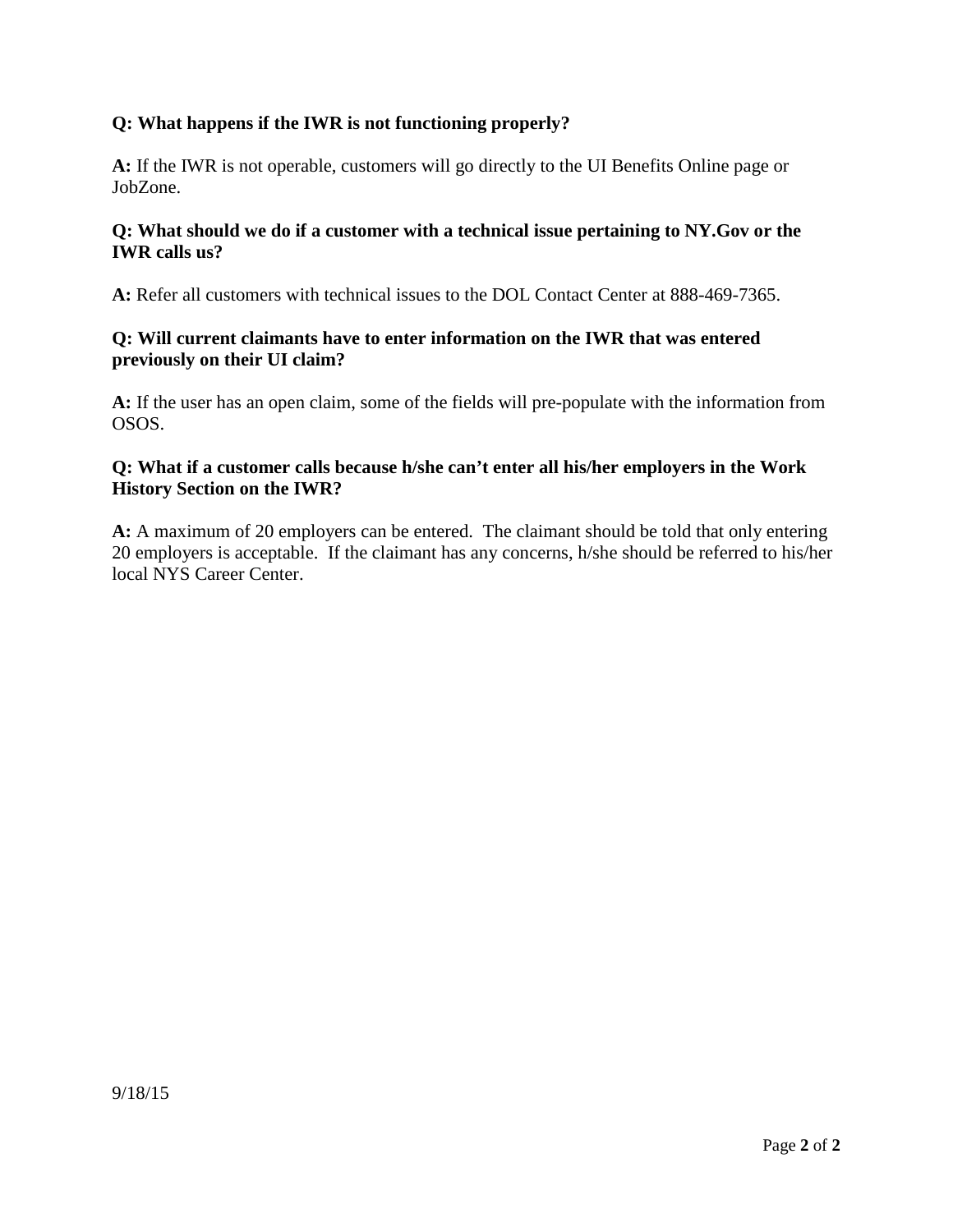**Q: What happens if the IWR is not functioning properly?**

**A:** If the IWR is not operable, customers will go directly to the UI Benefits Online page or JobZone.

**Q: What should we do if a customer with a technical issue pertaining to NY.Gov or the IWR calls us?**

**A:** Refer all customers with technical issues to the DOL Contact Center at 888-469-7365.

**Q: Will current claimants have to enter information on the IWR that was entered previously on their UI claim?**

**A:** If the user has an open claim, some of the fields will pre-populate with the information from OSOS.

**Q: What if a customer calls because h/she can't enter all his/her employers in the Work History Section on the IWR?**

**A:** A maximum of 20 employers can be entered. The claimant should be told that only entering 20 employers is acceptable. If the claimant has any concerns, h/she should be referred to his/her local NYS Career Center.

9/18/15